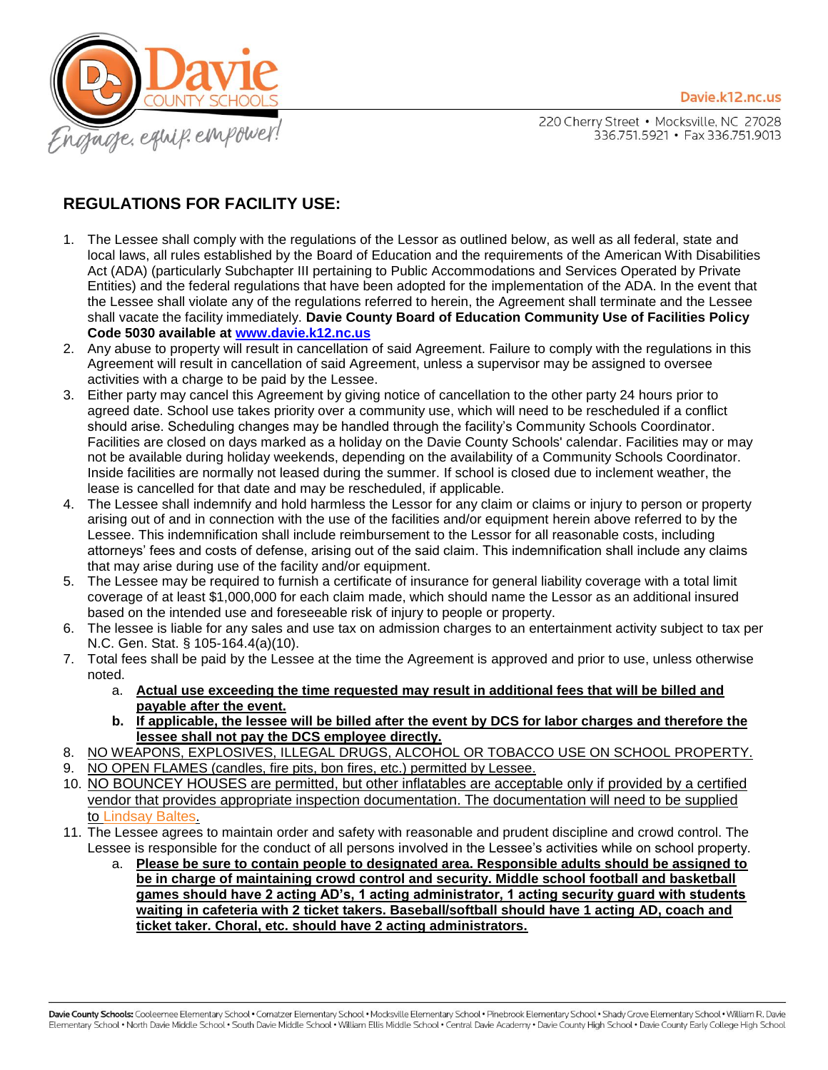Davie COUNTY SCHOOLS

Engage, equip, empower!

Davie.k12.nc.us

220 Cherry Street • Mocksville, NC 27028
336.751.5921 • Fax 336.751.9013

## REGULATIONS FOR FACILITY USE:

1. The Lessee shall comply with the regulations of the Lessor as outlined below, as well as all federal, state and local laws, all rules established by the Board of Education and the requirements of the American With Disabilities Act (ADA) (particularly Subchapter III pertaining to Public Accommodations and Services Operated by Private Entities) and the federal regulations that have been adopted for the implementation of the ADA. In the event that the Lessee shall violate any of the regulations referred to herein, the Agreement shall terminate and the Lessee shall vacate the facility immediately. **Davie County Board of Education Community Use of Facilities Policy Code 5030 available at [www.davie.k12.nc.us](www.davie.k12.nc.us)**
2. Any abuse to property will result in cancellation of said Agreement. Failure to comply with the regulations in this Agreement will result in cancellation of said Agreement, unless a supervisor may be assigned to oversee activities with a charge to be paid by the Lessee.
3. Either party may cancel this Agreement by giving notice of cancellation to the other party 24 hours prior to agreed date. School use takes priority over a community use, which will need to be rescheduled if a conflict should arise. Scheduling changes may be handled through the facility's Community Schools Coordinator. Facilities are closed on days marked as a holiday on the Davie County Schools' calendar. Facilities may or may not be available during holiday weekends, depending on the availability of a Community Schools Coordinator. Inside facilities are normally not leased during the summer. If school is closed due to inclement weather, the lease is cancelled for that date and may be rescheduled, if applicable.
4. The Lessee shall indemnify and hold harmless the Lessor for any claim or claims or injury to person or property arising out of and in connection with the use of the facilities and/or equipment herein above referred to by the Lessee. This indemnification shall include reimbursement to the Lessor for all reasonable costs, including attorneys' fees and costs of defense, arising out of the said claim. This indemnification shall include any claims that may arise during use of the facility and/or equipment.
5. The Lessee may be required to furnish a certificate of insurance for general liability coverage with a total limit coverage of at least $1,000,000 for each claim made, which should name the Lessor as an additional insured based on the intended use and foreseeable risk of injury to people or property.
6. The lessee is liable for any sales and use tax on admission charges to an entertainment activity subject to tax per N.C. Gen. Stat. § 105-164.4(a)(10).
7. Total fees shall be paid by the Lessee at the time the Agreement is approved and prior to use, unless otherwise noted.
   a. **<u>Actual use exceeding the time requested may result in additional fees that will be billed and payable after the event.</u>**
   b. **<u>If applicable, the lessee will be billed after the event by DCS for labor charges and therefore the lessee shall not pay the DCS employee directly.</u>**
8. <u>NO WEAPONS, EXPLOSIVES, ILLEGAL DRUGS, ALCOHOL OR TOBACCO USE ON SCHOOL PROPERTY.</u>
9. <u>NO OPEN FLAMES (candles, fire pits, bon fires, etc.) permitted by Lessee.</u>
10. <u>NO BOUNCEY HOUSES are permitted, but other inflatables are acceptable only if provided by a certified vendor that provides appropriate inspection documentation. The documentation will need to be supplied to Lindsay Baltes.</u>
11. The Lessee agrees to maintain order and safety with reasonable and prudent discipline and crowd control. The Lessee is responsible for the conduct of all persons involved in the Lessee's activities while on school property.
    a. **<u>Please be sure to contain people to designated area. Responsible adults should be assigned to be in charge of maintaining crowd control and security. Middle school football and basketball games should have 2 acting AD's, 1 acting administrator, 1 acting security guard with students waiting in cafeteria with 2 ticket takers. Baseball/softball should have 1 acting AD, coach and ticket taker. Choral, etc. should have 2 acting administrators.</u>**

**Davie County Schools:** Cooleemee Elementary School • Cornatzer Elementary School • Mocksville Elementary School • Pinebrook Elementary School • Shady Grove Elementary School • William R. Davie Elementary School • North Davie Middle School • South Davie Middle School • William Ellis Middle School • Central Davie Academy • Davie County High School • Davie County Early College High School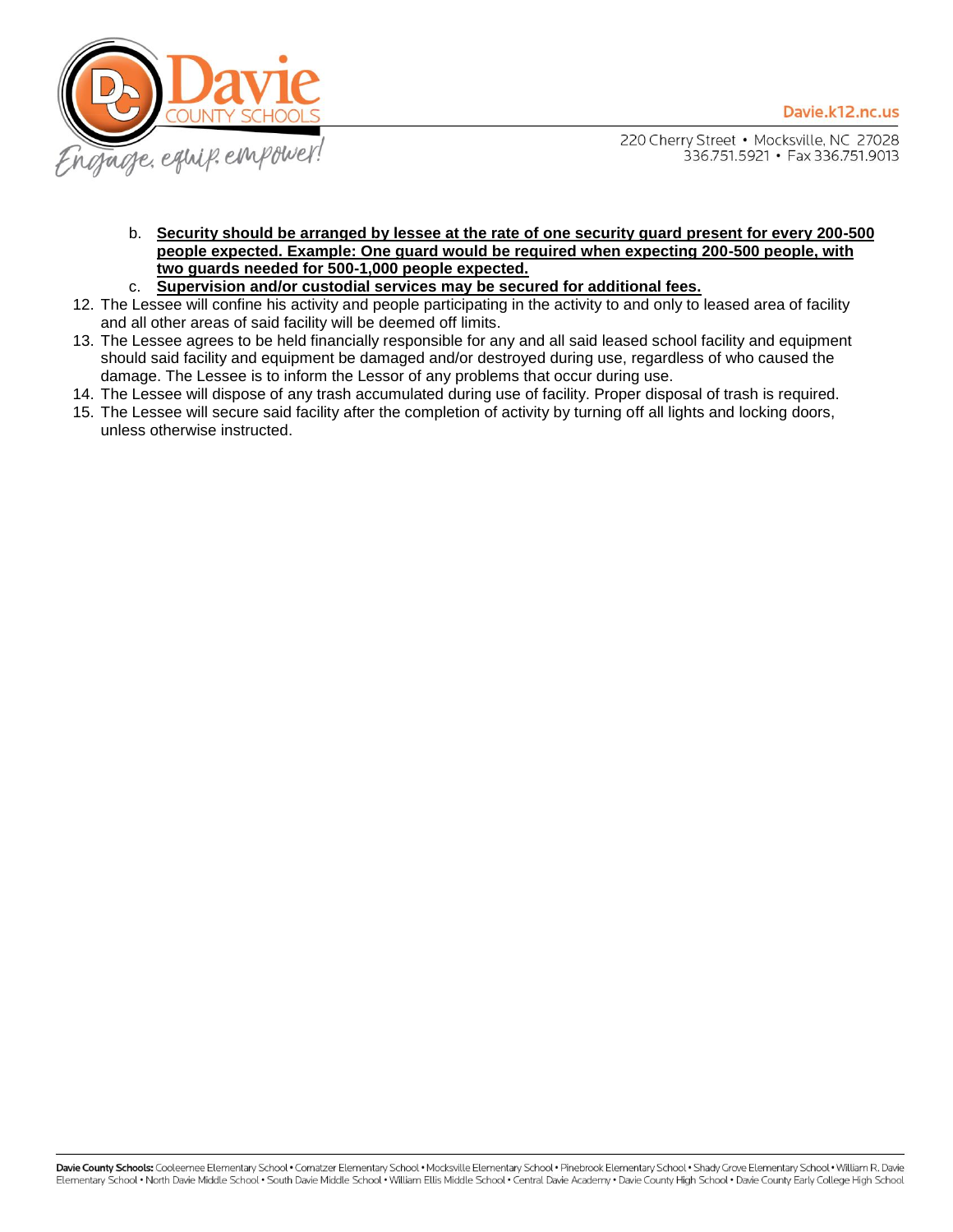b. **<u>Security should be arranged by lessee at the rate of one security guard present for every 200-500 people expected. Example: One guard would be required when expecting 200-500 people, with two guards needed for 500-1,000 people expected.</u>**

c. **<u>Supervision and/or custodial services may be secured for additional fees.</u>**

12. The Lessee will confine his activity and people participating in the activity to and only to leased area of facility and all other areas of said facility will be deemed off limits.
13. The Lessee agrees to be held financially responsible for any and all said leased school facility and equipment should said facility and equipment be damaged and/or destroyed during use, regardless of who caused the damage. The Lessee is to inform the Lessor of any problems that occur during use.
14. The Lessee will dispose of any trash accumulated during use of facility. Proper disposal of trash is required.
15. The Lessee will secure said facility after the completion of activity by turning off all lights and locking doors, unless otherwise instructed.